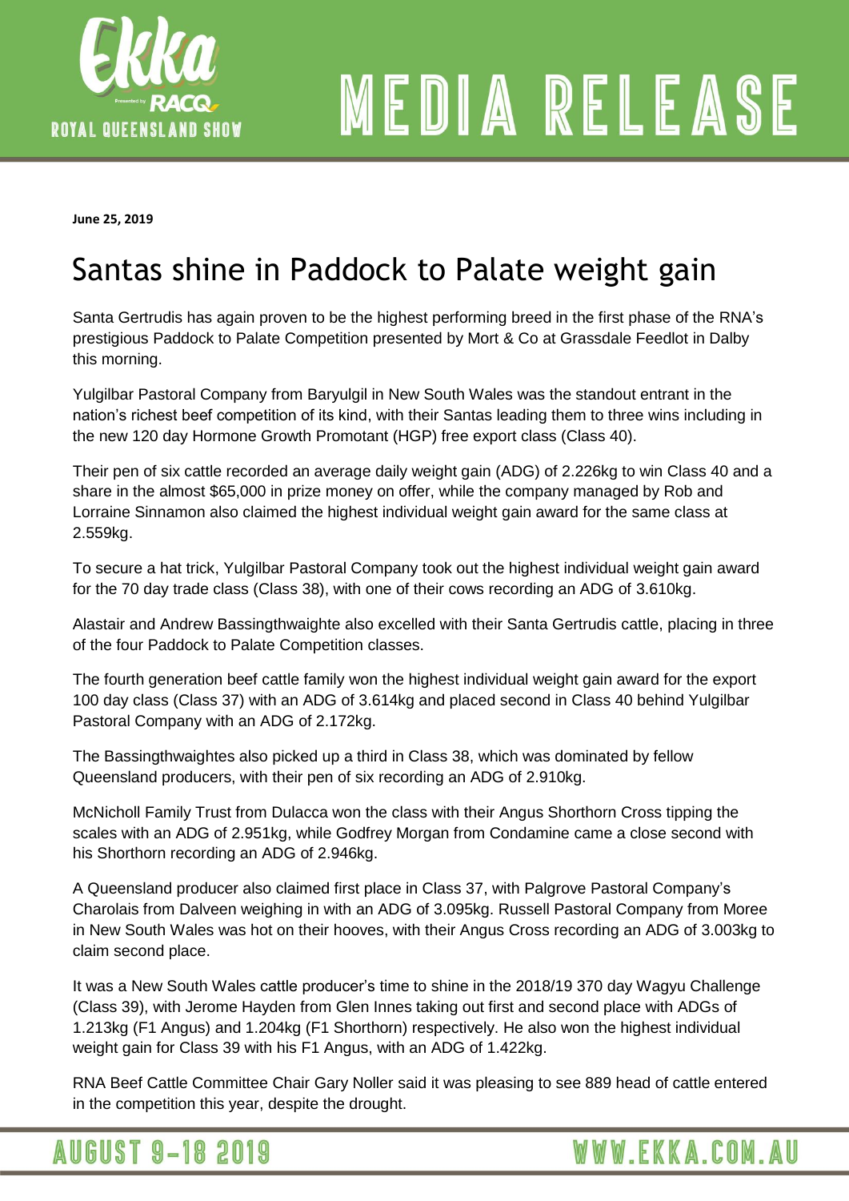**June 25, 2019**

# Santas shine in Paddock to Palate weight gain

Santa Gertrudis has again proven to be the highest performing breed in the first phase of the RNA's prestigious Paddock to Palate Competition presented by Mort & Co at Grassdale Feedlot in Dalby this morning.

Yulgilbar Pastoral Company from Baryulgil in New South Wales was the standout entrant in the nation's richest beef competition of its kind, with their Santas leading them to three wins including in the new 120 day Hormone Growth Promotant (HGP) free export class (Class 40).

Their pen of six cattle recorded an average daily weight gain (ADG) of 2.226kg to win Class 40 and a share in the almost $65,000 in prize money on offer, while the company managed by Rob and Lorraine Sinnamon also claimed the highest individual weight gain award for the same class at 2.559kg.

To secure a hat trick, Yulgilbar Pastoral Company took out the highest individual weight gain award for the 70 day trade class (Class 38), with one of their cows recording an ADG of 3.610kg.

Alastair and Andrew Bassingthwaighte also excelled with their Santa Gertrudis cattle, placing in three of the four Paddock to Palate Competition classes.

The fourth generation beef cattle family won the highest individual weight gain award for the export 100 day class (Class 37) with an ADG of 3.614kg and placed second in Class 40 behind Yulgilbar Pastoral Company with an ADG of 2.172kg.

The Bassingthwaightes also picked up a third in Class 38, which was dominated by fellow Queensland producers, with their pen of six recording an ADG of 2.910kg.

McNicholl Family Trust from Dulacca won the class with their Angus Shorthorn Cross tipping the scales with an ADG of 2.951kg, while Godfrey Morgan from Condamine came a close second with his Shorthorn recording an ADG of 2.946kg.

A Queensland producer also claimed first place in Class 37, with Palgrove Pastoral Company's Charolais from Dalveen weighing in with an ADG of 3.095kg. Russell Pastoral Company from Moree in New South Wales was hot on their hooves, with their Angus Cross recording an ADG of 3.003kg to claim second place.

It was a New South Wales cattle producer's time to shine in the 2018/19 370 day Wagyu Challenge (Class 39), with Jerome Hayden from Glen Innes taking out first and second place with ADGs of 1.213kg (F1 Angus) and 1.204kg (F1 Shorthorn) respectively. He also won the highest individual weight gain for Class 39 with his F1 Angus, with an ADG of 1.422kg.

RNA Beef Cattle Committee Chair Gary Noller said it was pleasing to see 889 head of cattle entered in the competition this year, despite the drought.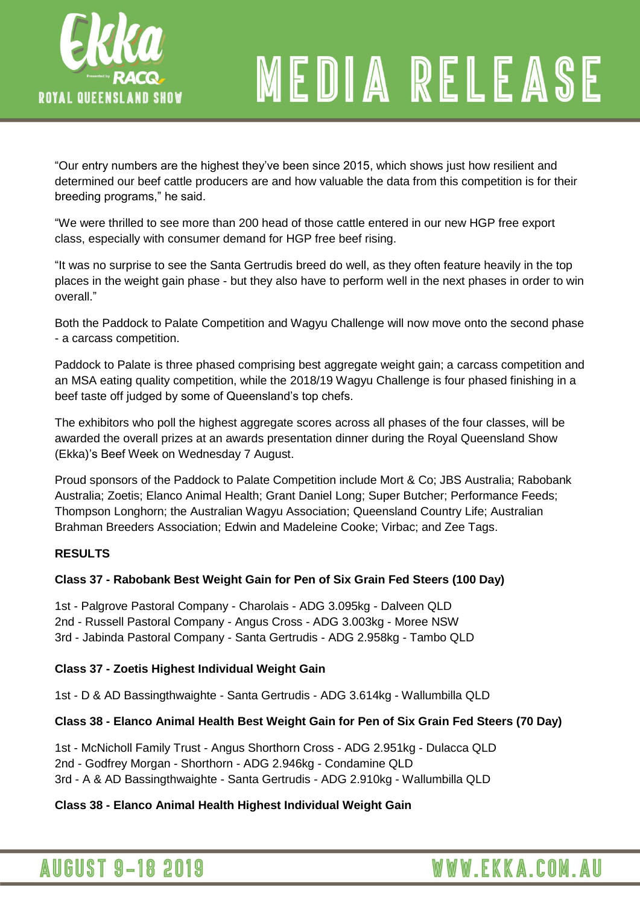"Our entry numbers are the highest they've been since 2015, which shows just how resilient and determined our beef cattle producers are and how valuable the data from this competition is for their breeding programs," he said.

"We were thrilled to see more than 200 head of those cattle entered in our new HGP free export class, especially with consumer demand for HGP free beef rising.

"It was no surprise to see the Santa Gertrudis breed do well, as they often feature heavily in the top places in the weight gain phase - but they also have to perform well in the next phases in order to win overall."

Both the Paddock to Palate Competition and Wagyu Challenge will now move onto the second phase - a carcass competition.

Paddock to Palate is three phased comprising best aggregate weight gain; a carcass competition and an MSA eating quality competition, while the 2018/19 Wagyu Challenge is four phased finishing in a beef taste off judged by some of Queensland's top chefs.

The exhibitors who poll the highest aggregate scores across all phases of the four classes, will be awarded the overall prizes at an awards presentation dinner during the Royal Queensland Show (Ekka)'s Beef Week on Wednesday 7 August.

Proud sponsors of the Paddock to Palate Competition include Mort & Co; JBS Australia; Rabobank Australia; Zoetis; Elanco Animal Health; Grant Daniel Long; Super Butcher; Performance Feeds; Thompson Longhorn; the Australian Wagyu Association; Queensland Country Life; Australian Brahman Breeders Association; Edwin and Madeleine Cooke; Virbac; and Zee Tags.

**RESULTS**

**Class 37 - Rabobank Best Weight Gain for Pen of Six Grain Fed Steers (100 Day)**

1st - Palgrove Pastoral Company - Charolais - ADG 3.095kg - Dalveen QLD
2nd - Russell Pastoral Company - Angus Cross - ADG 3.003kg - Moree NSW
3rd - Jabinda Pastoral Company - Santa Gertrudis - ADG 2.958kg - Tambo QLD

**Class 37 - Zoetis Highest Individual Weight Gain**

1st - D & AD Bassingthwaighte - Santa Gertrudis - ADG 3.614kg - Wallumbilla QLD

**Class 38 - Elanco Animal Health Best Weight Gain for Pen of Six Grain Fed Steers (70 Day)**

1st - McNicholl Family Trust - Angus Shorthorn Cross - ADG 2.951kg - Dulacca QLD
2nd - Godfrey Morgan - Shorthorn - ADG 2.946kg - Condamine QLD
3rd - A & AD Bassingthwaighte - Santa Gertrudis - ADG 2.910kg - Wallumbilla QLD

**Class 38 - Elanco Animal Health Highest Individual Weight Gain**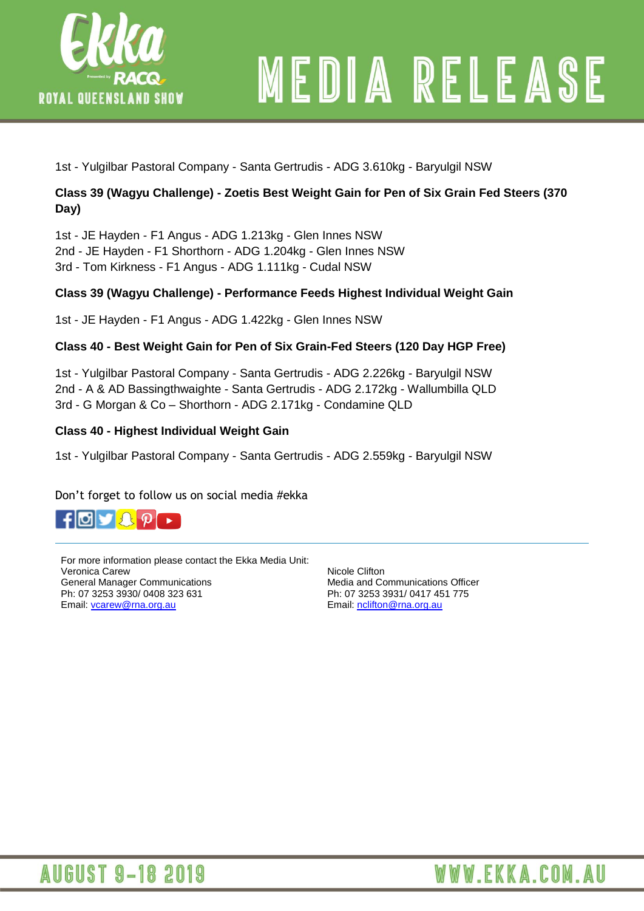1st - Yulgilbar Pastoral Company - Santa Gertrudis - ADG 3.610kg - Baryulgil NSW

**Class 39 (Wagyu Challenge) - Zoetis Best Weight Gain for Pen of Six Grain Fed Steers (370 Day)**

1st - JE Hayden - F1 Angus - ADG 1.213kg - Glen Innes NSW
2nd - JE Hayden - F1 Shorthorn - ADG 1.204kg - Glen Innes NSW
3rd - Tom Kirkness - F1 Angus - ADG 1.111kg - Cudal NSW

**Class 39 (Wagyu Challenge) - Performance Feeds Highest Individual Weight Gain**

1st - JE Hayden - F1 Angus - ADG 1.422kg - Glen Innes NSW

**Class 40 - Best Weight Gain for Pen of Six Grain-Fed Steers (120 Day HGP Free)**

1st - Yulgilbar Pastoral Company - Santa Gertrudis - ADG 2.226kg - Baryulgil NSW
2nd - A & AD Bassingthwaighte - Santa Gertrudis - ADG 2.172kg - Wallumbilla QLD
3rd - G Morgan & Co – Shorthorn - ADG 2.171kg - Condamine QLD

**Class 40 - Highest Individual Weight Gain**

1st - Yulgilbar Pastoral Company - Santa Gertrudis - ADG 2.559kg - Baryulgil NSW

Don't forget to follow us on social media #ekka

---

For more information please contact the Ekka Media Unit:

Veronica Carew
General Manager Communications
Ph: 07 3253 3930/ 0408 323 631
Email: vcarew@rna.org.au

Nicole Clifton
Media and Communications Officer
Ph: 07 3253 3931/ 0417 451 775
Email: nclifton@rna.org.au